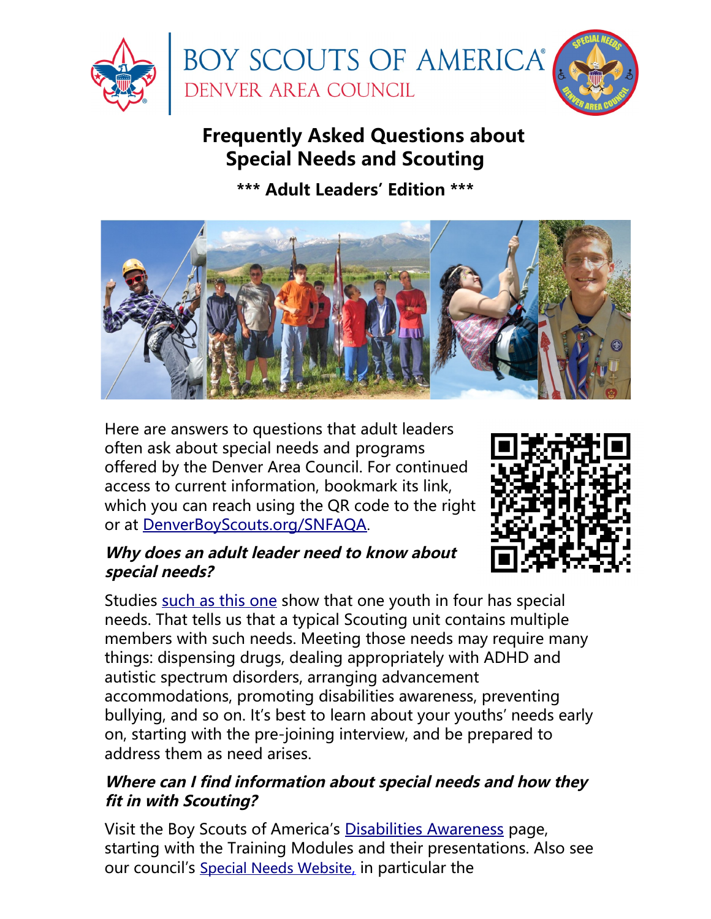BOY SCOUTS OF AMERICA®
DENVER AREA COUNCIL

# Frequently Asked Questions about Special Needs and Scouting

**\*\*\* Adult Leaders' Edition \*\*\***

Here are answers to questions that adult leaders often ask about special needs and programs offered by the Denver Area Council. For continued access to current information, bookmark its link, which you can reach using the QR code to the right or at DenverBoyScouts.org/SNFAQA.

### *Why does an adult leader need to know about special needs?*

Studies such as this one show that one youth in four has special needs. That tells us that a typical Scouting unit contains multiple members with such needs. Meeting those needs may require many things: dispensing drugs, dealing appropriately with ADHD and autistic spectrum disorders, arranging advancement accommodations, promoting disabilities awareness, preventing bullying, and so on. It's best to learn about your youths' needs early on, starting with the pre-joining interview, and be prepared to address them as need arises.

### *Where can I find information about special needs and how they fit in with Scouting?*

Visit the Boy Scouts of America's Disabilities Awareness page, starting with the Training Modules and their presentations. Also see our council's Special Needs Website, in particular the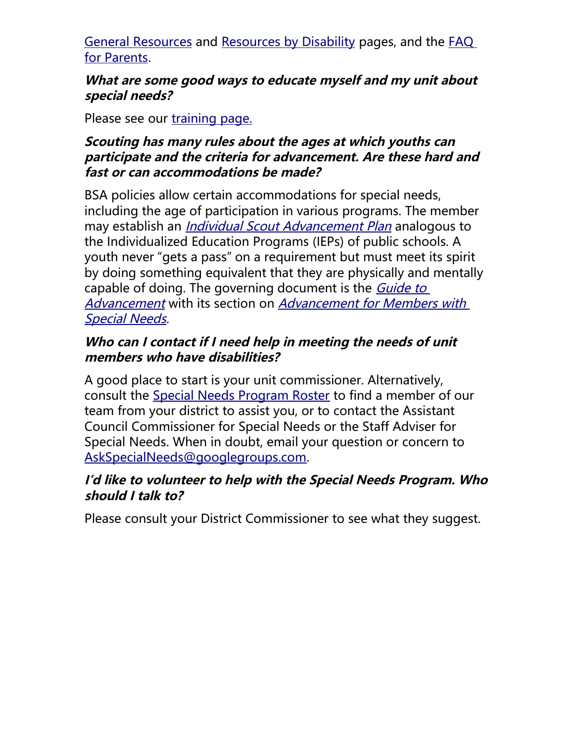General Resources and Resources by Disability pages, and the FAQ for Parents.

***What are some good ways to educate myself and my unit about special needs?***

Please see our training page.

***Scouting has many rules about the ages at which youths can participate and the criteria for advancement. Are these hard and fast or can accommodations be made?***

BSA policies allow certain accommodations for special needs, including the age of participation in various programs. The member may establish an *Individual Scout Advancement Plan* analogous to the Individualized Education Programs (IEPs) of public schools. A youth never "gets a pass" on a requirement but must meet its spirit by doing something equivalent that they are physically and mentally capable of doing. The governing document is the *Guide to Advancement* with its section on *Advancement for Members with Special Needs.*

***Who can I contact if I need help in meeting the needs of unit members who have disabilities?***

A good place to start is your unit commissioner. Alternatively, consult the Special Needs Program Roster to find a member of our team from your district to assist you, or to contact the Assistant Council Commissioner for Special Needs or the Staff Adviser for Special Needs. When in doubt, email your question or concern to AskSpecialNeeds@googlegroups.com.

***I'd like to volunteer to help with the Special Needs Program. Who should I talk to?***

Please consult your District Commissioner to see what they suggest.